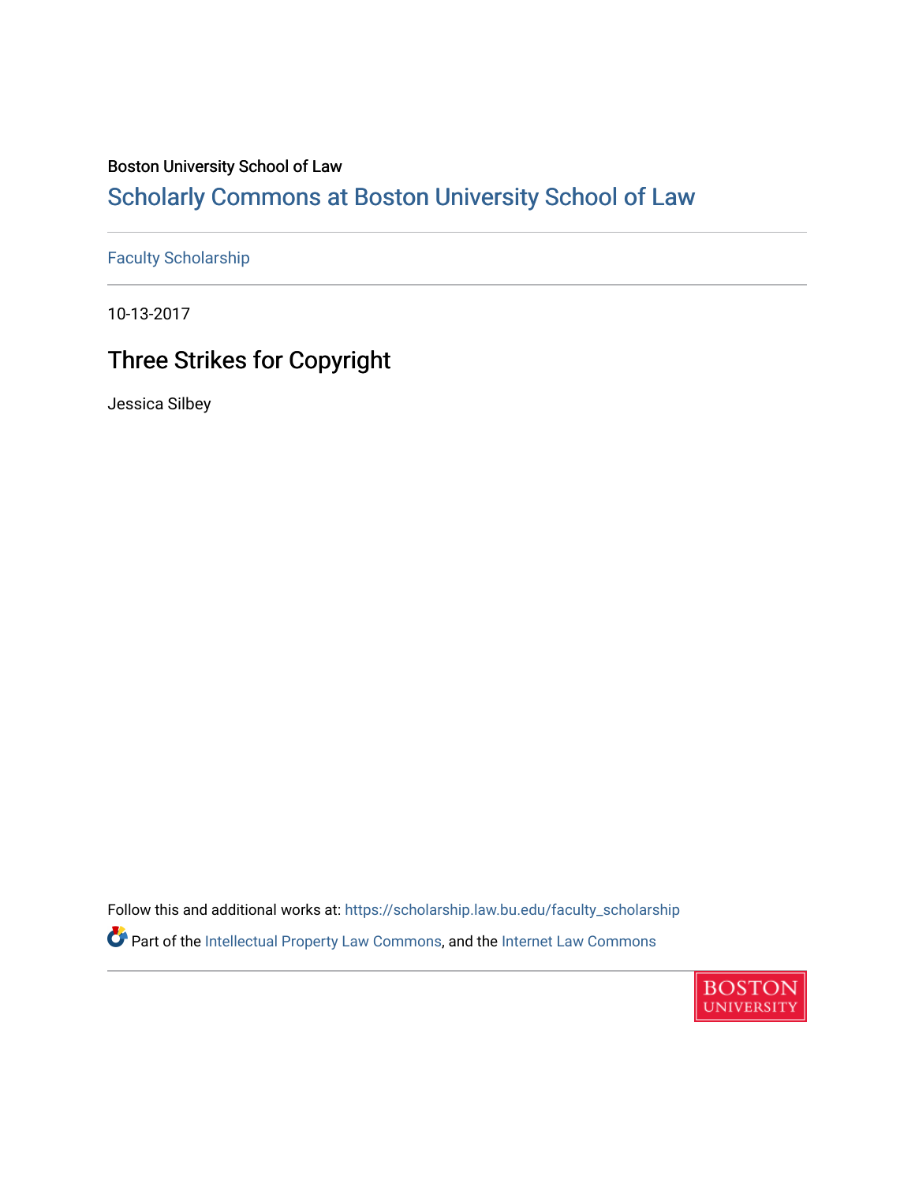Boston University School of Law

Scholarly Commons at Boston University School of Law

Faculty Scholarship

10-13-2017

# Three Strikes for Copyright

Jessica Silbey

Follow this and additional works at: https://scholarship.law.bu.edu/faculty_scholarship

Part of the Intellectual Property Law Commons, and the Internet Law Commons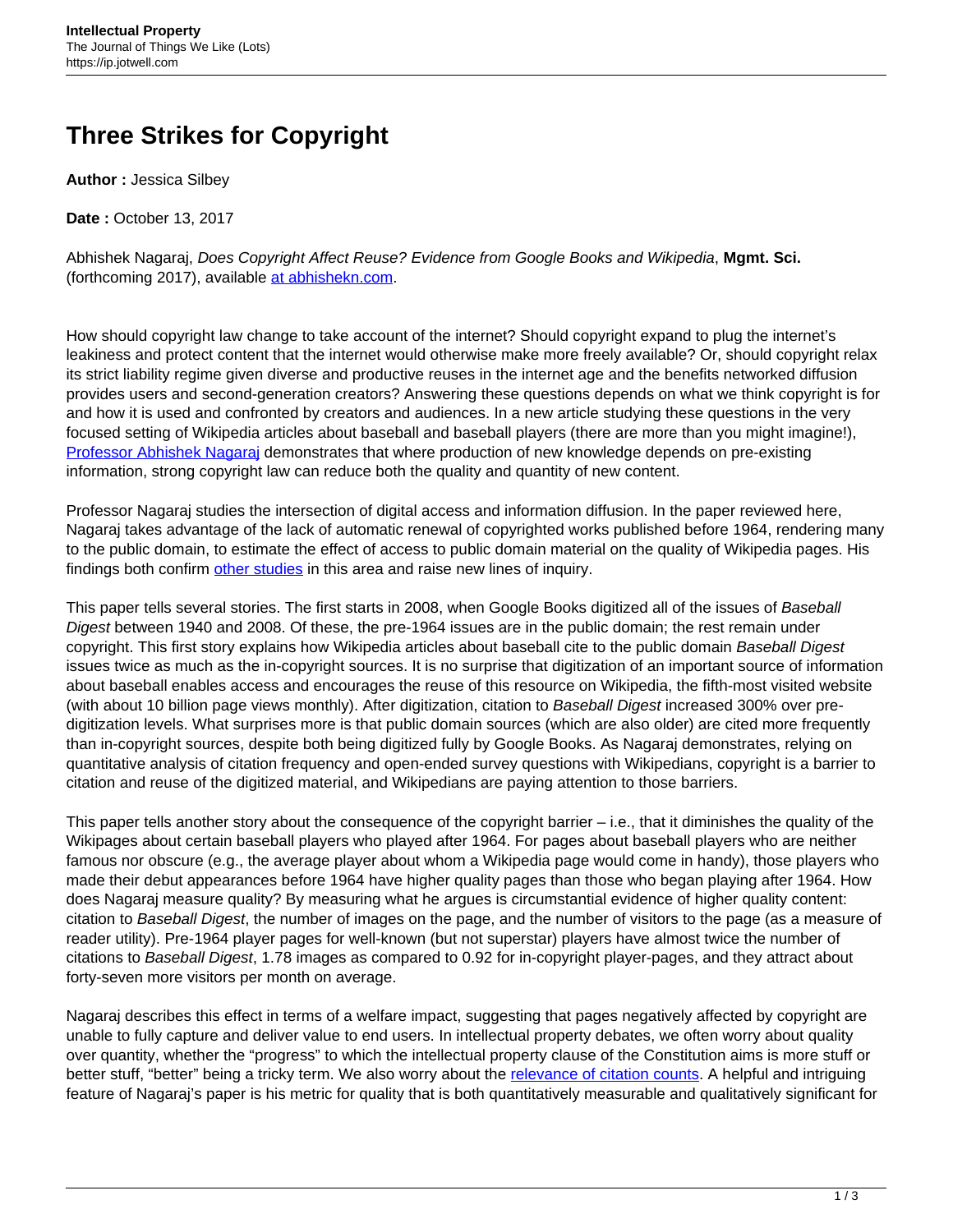# Three Strikes for Copyright

**Author :** Jessica Silbey

**Date :** October 13, 2017

Abhishek Nagaraj, *Does Copyright Affect Reuse? Evidence from Google Books and Wikipedia*, **Mgmt. Sci.** (forthcoming 2017), available at abhishekn.com.

How should copyright law change to take account of the internet? Should copyright expand to plug the internet's leakiness and protect content that the internet would otherwise make more freely available? Or, should copyright relax its strict liability regime given diverse and productive reuses in the internet age and the benefits networked diffusion provides users and second-generation creators? Answering these questions depends on what we think copyright is for and how it is used and confronted by creators and audiences. In a new article studying these questions in the very focused setting of Wikipedia articles about baseball and baseball players (there are more than you might imagine!), Professor Abhishek Nagaraj demonstrates that where production of new knowledge depends on pre-existing information, strong copyright law can reduce both the quality and quantity of new content.

Professor Nagaraj studies the intersection of digital access and information diffusion. In the paper reviewed here, Nagaraj takes advantage of the lack of automatic renewal of copyrighted works published before 1964, rendering many to the public domain, to estimate the effect of access to public domain material on the quality of Wikipedia pages. His findings both confirm other studies in this area and raise new lines of inquiry.

This paper tells several stories. The first starts in 2008, when Google Books digitized all of the issues of *Baseball Digest* between 1940 and 2008. Of these, the pre-1964 issues are in the public domain; the rest remain under copyright. This first story explains how Wikipedia articles about baseball cite to the public domain *Baseball Digest* issues twice as much as the in-copyright sources. It is no surprise that digitization of an important source of information about baseball enables access and encourages the reuse of this resource on Wikipedia, the fifth-most visited website (with about 10 billion page views monthly). After digitization, citation to *Baseball Digest* increased 300% over pre-digitization levels. What surprises more is that public domain sources (which are also older) are cited more frequently than in-copyright sources, despite both being digitized fully by Google Books. As Nagaraj demonstrates, relying on quantitative analysis of citation frequency and open-ended survey questions with Wikipedians, copyright is a barrier to citation and reuse of the digitized material, and Wikipedians are paying attention to those barriers.

This paper tells another story about the consequence of the copyright barrier – i.e., that it diminishes the quality of the Wikipages about certain baseball players who played after 1964. For pages about baseball players who are neither famous nor obscure (e.g., the average player about whom a Wikipedia page would come in handy), those players who made their debut appearances before 1964 have higher quality pages than those who began playing after 1964. How does Nagaraj measure quality? By measuring what he argues is circumstantial evidence of higher quality content: citation to *Baseball Digest*, the number of images on the page, and the number of visitors to the page (as a measure of reader utility). Pre-1964 player pages for well-known (but not superstar) players have almost twice the number of citations to *Baseball Digest*, 1.78 images as compared to 0.92 for in-copyright player-pages, and they attract about forty-seven more visitors per month on average.

Nagaraj describes this effect in terms of a welfare impact, suggesting that pages negatively affected by copyright are unable to fully capture and deliver value to end users. In intellectual property debates, we often worry about quality over quantity, whether the "progress" to which the intellectual property clause of the Constitution aims is more stuff or better stuff, "better" being a tricky term. We also worry about the relevance of citation counts. A helpful and intriguing feature of Nagaraj's paper is his metric for quality that is both quantitatively measurable and qualitatively significant for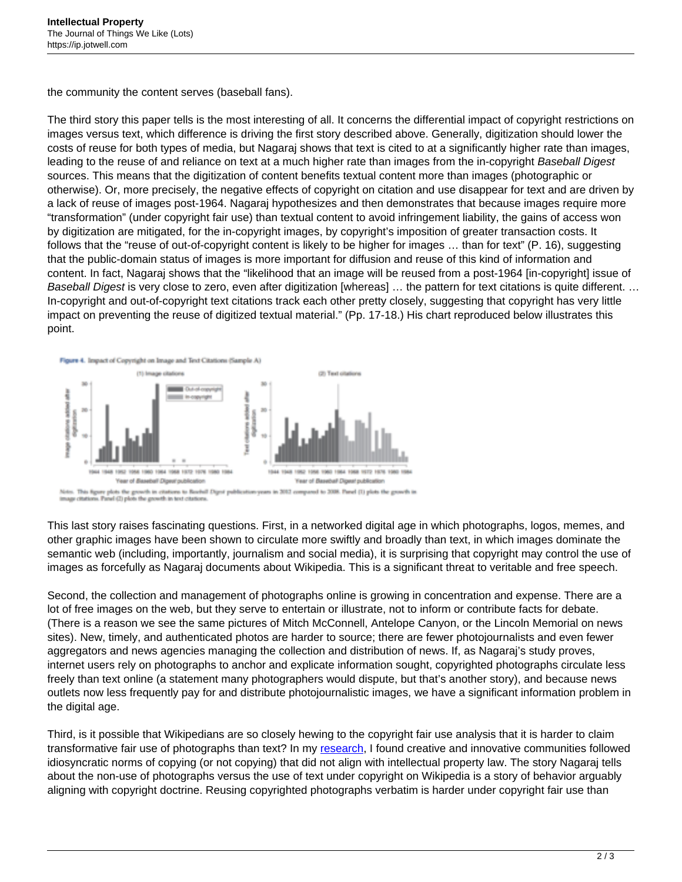the community the content serves (baseball fans).

The third story this paper tells is the most interesting of all. It concerns the differential impact of copyright restrictions on images versus text, which difference is driving the first story described above. Generally, digitization should lower the costs of reuse for both types of media, but Nagaraj shows that text is cited to at a significantly higher rate than images, leading to the reuse of and reliance on text at a much higher rate than images from the in-copyright *Baseball Digest* sources. This means that the digitization of content benefits textual content more than images (photographic or otherwise). Or, more precisely, the negative effects of copyright on citation and use disappear for text and are driven by a lack of reuse of images post-1964. Nagaraj hypothesizes and then demonstrates that because images require more "transformation" (under copyright fair use) than textual content to avoid infringement liability, the gains of access won by digitization are mitigated, for the in-copyright images, by copyright's imposition of greater transaction costs. It follows that the "reuse of out-of-copyright content is likely to be higher for images … than for text" (P. 16), suggesting that the public-domain status of images is more important for diffusion and reuse of this kind of information and content. In fact, Nagaraj shows that the "likelihood that an image will be reused from a post-1964 [in-copyright] issue of *Baseball Digest* is very close to zero, even after digitization [whereas] … the pattern for text citations is quite different. … In-copyright and out-of-copyright text citations track each other pretty closely, suggesting that copyright has very little impact on preventing the reuse of digitized textual material." (Pp. 17-18.) His chart reproduced below illustrates this point.

Figure 4. Impact of Copyright on Image and Text Citations (Sample A)

Note. This figure plots the growth in citations to Baseball Digest publication-years in 2012 compared to 2008. Panel (1) plots the growth in image citations. Panel (2) plots the growth in text citations.

This last story raises fascinating questions. First, in a networked digital age in which photographs, logos, memes, and other graphic images have been shown to circulate more swiftly and broadly than text, in which images dominate the semantic web (including, importantly, journalism and social media), it is surprising that copyright may control the use of images as forcefully as Nagaraj documents about Wikipedia. This is a significant threat to veritable and free speech.

Second, the collection and management of photographs online is growing in concentration and expense. There are a lot of free images on the web, but they serve to entertain or illustrate, not to inform or contribute facts for debate. (There is a reason we see the same pictures of Mitch McConnell, Antelope Canyon, or the Lincoln Memorial on news sites). New, timely, and authenticated photos are harder to source; there are fewer photojournalists and even fewer aggregators and news agencies managing the collection and distribution of news. If, as Nagaraj's study proves, internet users rely on photographs to anchor and explicate information sought, copyrighted photographs circulate less freely than text online (a statement many photographers would dispute, but that's another story), and because news outlets now less frequently pay for and distribute photojournalistic images, we have a significant information problem in the digital age.

Third, is it possible that Wikipedians are so closely hewing to the copyright fair use analysis that it is harder to claim transformative fair use of photographs than text? In my [research](research), I found creative and innovative communities followed idiosyncratic norms of copying (or not copying) that did not align with intellectual property law. The story Nagaraj tells about the non-use of photographs versus the use of text under copyright on Wikipedia is a story of behavior arguably aligning with copyright doctrine. Reusing copyrighted photographs verbatim is harder under copyright fair use than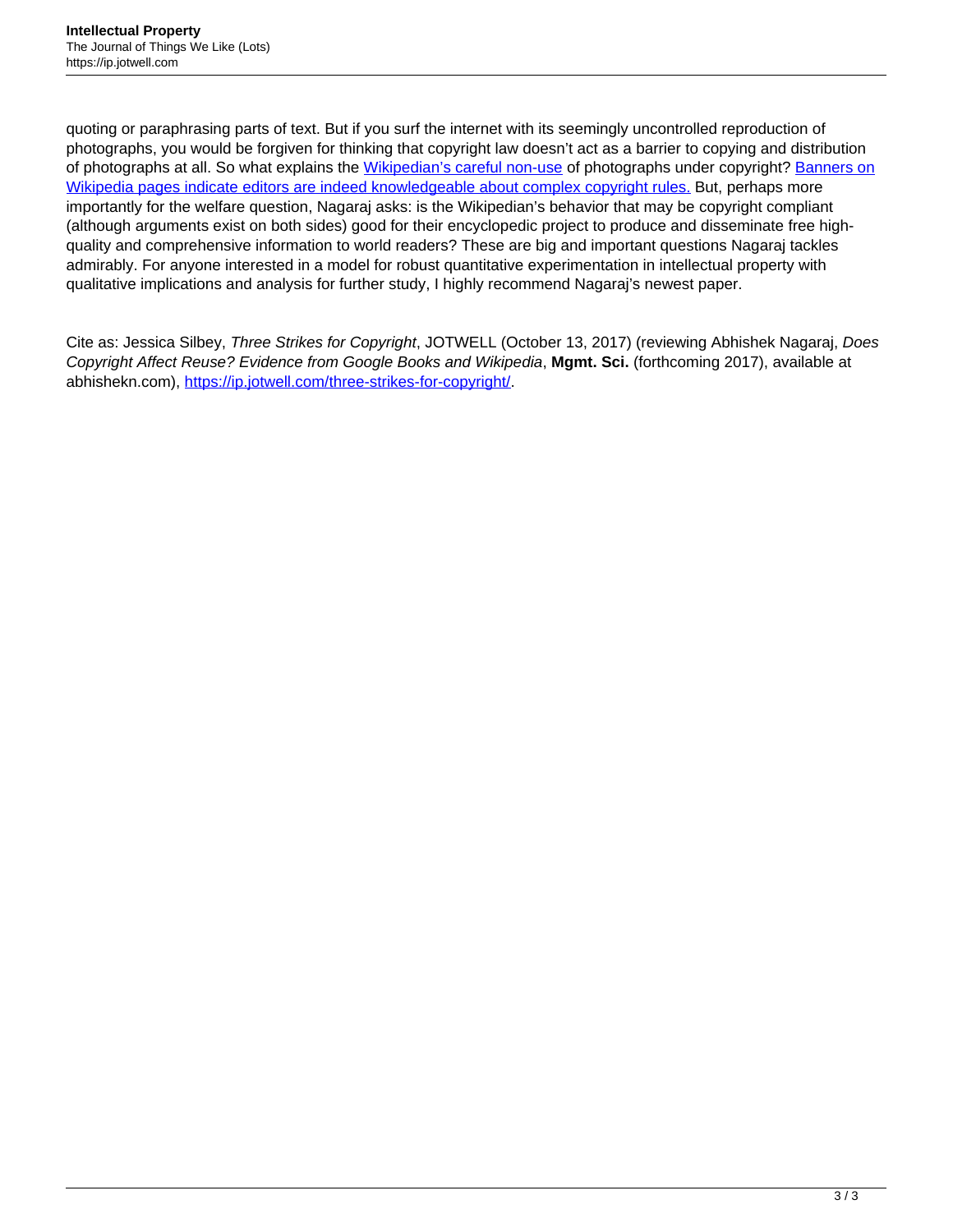quoting or paraphrasing parts of text. But if you surf the internet with its seemingly uncontrolled reproduction of photographs, you would be forgiven for thinking that copyright law doesn't act as a barrier to copying and distribution of photographs at all. So what explains the Wikipedian's careful non-use of photographs under copyright? Banners on Wikipedia pages indicate editors are indeed knowledgeable about complex copyright rules. But, perhaps more importantly for the welfare question, Nagaraj asks: is the Wikipedian's behavior that may be copyright compliant (although arguments exist on both sides) good for their encyclopedic project to produce and disseminate free high-quality and comprehensive information to world readers? These are big and important questions Nagaraj tackles admirably. For anyone interested in a model for robust quantitative experimentation in intellectual property with qualitative implications and analysis for further study, I highly recommend Nagaraj's newest paper.

Cite as: Jessica Silbey, *Three Strikes for Copyright*, JOTWELL (October 13, 2017) (reviewing Abhishek Nagaraj, *Does Copyright Affect Reuse? Evidence from Google Books and Wikipedia*, **Mgmt. Sci.** (forthcoming 2017), available at abhishekn.com), https://ip.jotwell.com/three-strikes-for-copyright/.